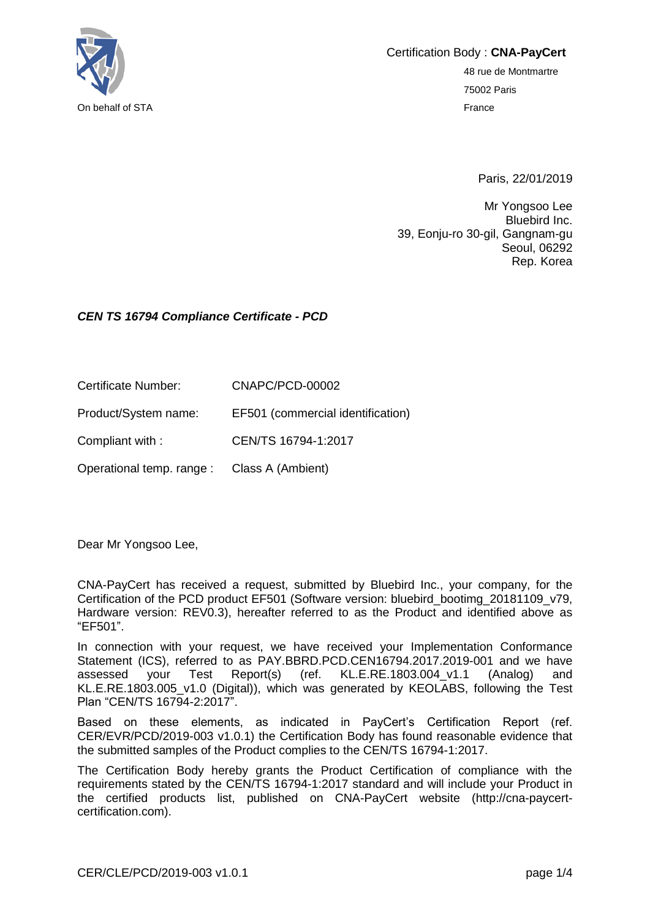On behalf of STA

Certification Body : **CNA-PayCert**

48 rue de Montmartre

75002 Paris

France

Paris, 22/01/2019

Mr Yongsoo Lee
Bluebird Inc.
39, Eonju-ro 30-gil, Gangnam-gu
Seoul, 06292
Rep. Korea

***CEN TS 16794 Compliance Certificate - PCD***

| | |
|---|---|
| Certificate Number: | CNAPC/PCD-00002 |
| Product/System name: | EF501 (commercial identification) |
| Compliant with : | CEN/TS 16794-1:2017 |
| Operational temp. range : | Class A (Ambient) |

Dear Mr Yongsoo Lee,

CNA-PayCert has received a request, submitted by Bluebird Inc., your company, for the Certification of the PCD product EF501 (Software version: bluebird_bootimg_20181109_v79, Hardware version: REV0.3), hereafter referred to as the Product and identified above as “EF501”.

In connection with your request, we have received your Implementation Conformance Statement (ICS), referred to as PAY.BBRD.PCD.CEN16794.2017.2019-001 and we have assessed your Test Report(s) (ref. KL.E.RE.1803.004_v1.1 (Analog) and KL.E.RE.1803.005_v1.0 (Digital)), which was generated by KEOLABS, following the Test Plan “CEN/TS 16794-2:2017”.

Based on these elements, as indicated in PayCert’s Certification Report (ref. CER/EVR/PCD/2019-003 v1.0.1) the Certification Body has found reasonable evidence that the submitted samples of the Product complies to the CEN/TS 16794-1:2017.

The Certification Body hereby grants the Product Certification of compliance with the requirements stated by the CEN/TS 16794-1:2017 standard and will include your Product in the certified products list, published on CNA-PayCert website (http://cna-paycert-certification.com).

CER/CLE/PCD/2019-003 v1.0.1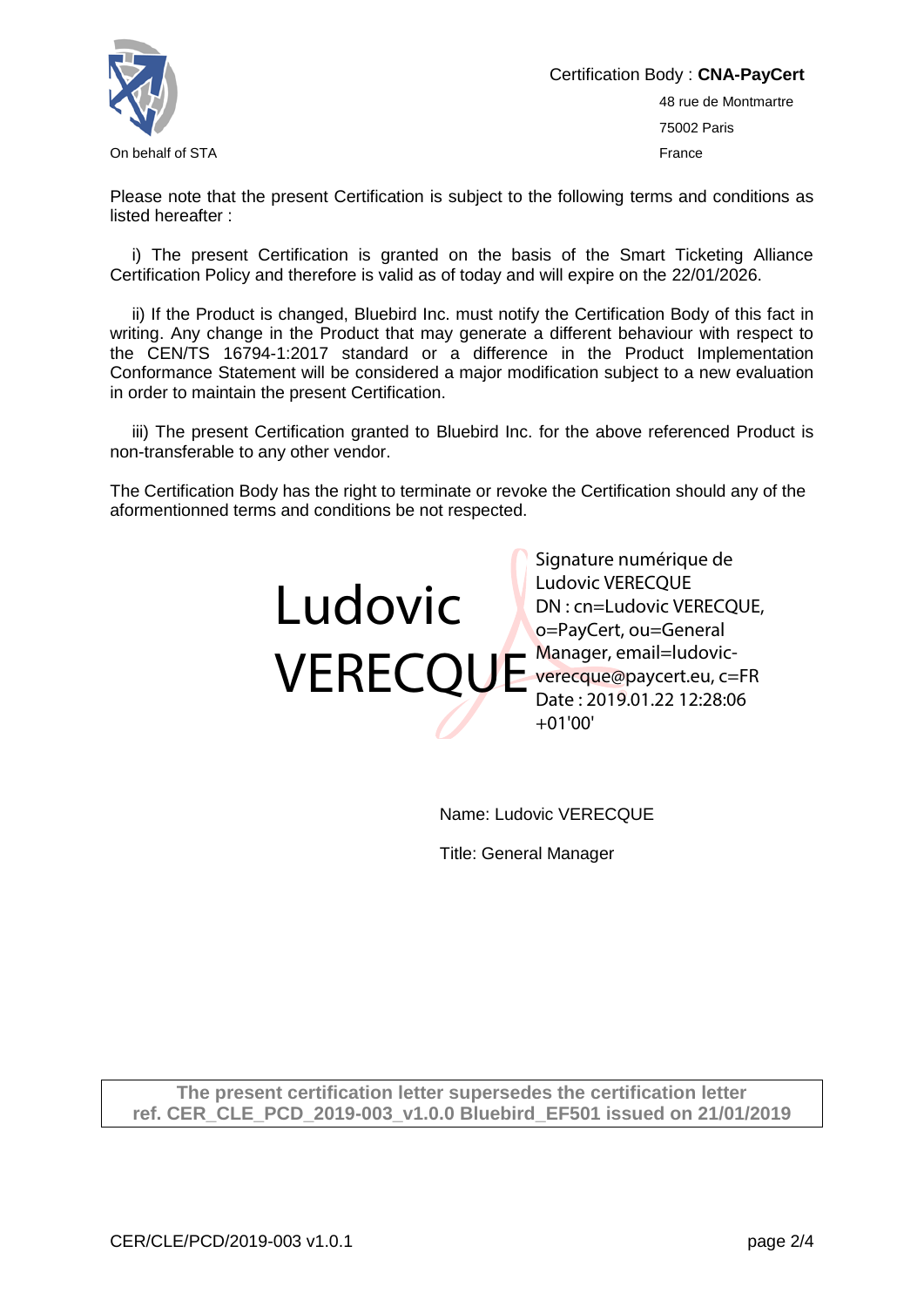On behalf of STA

Certification Body : **CNA-PayCert**

48 rue de Montmartre

75002 Paris

France

Please note that the present Certification is subject to the following terms and conditions as listed hereafter :

i) The present Certification is granted on the basis of the Smart Ticketing Alliance Certification Policy and therefore is valid as of today and will expire on the 22/01/2026.

ii) If the Product is changed, Bluebird Inc. must notify the Certification Body of this fact in writing. Any change in the Product that may generate a different behaviour with respect to the CEN/TS 16794-1:2017 standard or a difference in the Product Implementation Conformance Statement will be considered a major modification subject to a new evaluation in order to maintain the present Certification.

iii) The present Certification granted to Bluebird Inc. for the above referenced Product is non-transferable to any other vendor.

The Certification Body has the right to terminate or revoke the Certification should any of the aforementionned terms and conditions be not respected.

Ludovic VERECQUE

Signature numérique de Ludovic VERECQUE
DN : cn=Ludovic VERECQUE, o=PayCert, ou=General Manager, email=ludovic-verecque@paycert.eu, c=FR
Date : 2019.01.22 12:28:06 +01'00'

Name: Ludovic VERECQUE

Title: General Manager

**The present certification letter supersedes the certification letter ref. CER_CLE_PCD_2019-003_v1.0.0 Bluebird_EF501 issued on 21/01/2019**

CER/CLE/PCD/2019-003 v1.0.1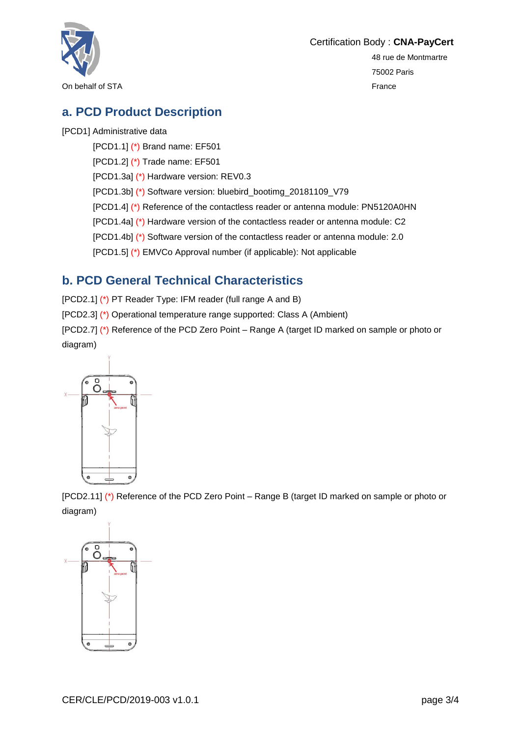Certification Body : **CNA-PayCert**

48 rue de Montmartre

75002 Paris

France

On behalf of STA

## a. PCD Product Description

[PCD1] Administrative data

- [PCD1.1] (*) Brand name: EF501
- [PCD1.2] (*) Trade name: EF501
- [PCD1.3a] (*) Hardware version: REV0.3
- [PCD1.3b] (*) Software version: bluebird_bootimg_20181109_V79
- [PCD1.4] (*) Reference of the contactless reader or antenna module: PN5120A0HN
- [PCD1.4a] (*) Hardware version of the contactless reader or antenna module: C2
- [PCD1.4b] (*) Software version of the contactless reader or antenna module: 2.0
- [PCD1.5] (*) EMVCo Approval number (if applicable): Not applicable

## b. PCD General Technical Characteristics

[PCD2.1] (*) PT Reader Type: IFM reader (full range A and B)

[PCD2.3] (*) Operational temperature range supported: Class A (Ambient)

[PCD2.7] (*) Reference of the PCD Zero Point – Range A (target ID marked on sample or photo or diagram)

[PCD2.11] (*) Reference of the PCD Zero Point – Range B (target ID marked on sample or photo or diagram)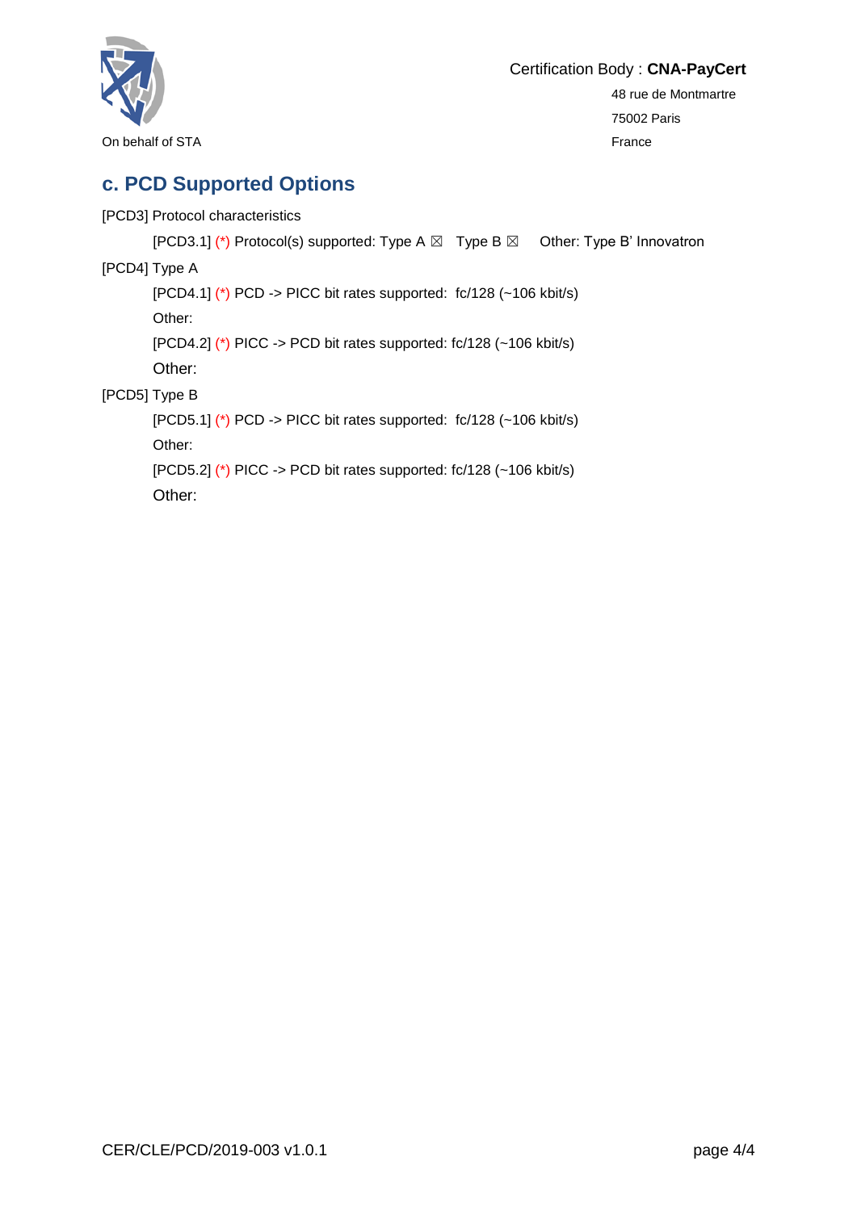On behalf of STA

Certification Body : **CNA-PayCert**

48 rue de Montmartre

75002 Paris

France

## c. PCD Supported Options

[PCD3] Protocol characteristics

[PCD3.1] (*) Protocol(s) supported: Type A ☒ Type B ☒ Other: Type B' Innovatron

[PCD4] Type A

[PCD4.1] (*) PCD -> PICC bit rates supported: fc/128 (~106 kbit/s)

Other:

[PCD4.2] (*) PICC -> PCD bit rates supported: fc/128 (~106 kbit/s)

Other:

[PCD5] Type B

[PCD5.1] (*) PCD -> PICC bit rates supported: fc/128 (~106 kbit/s)

Other:

[PCD5.2] (*) PICC -> PCD bit rates supported: fc/128 (~106 kbit/s)

Other:

CER/CLE/PCD/2019-003 v1.0.1